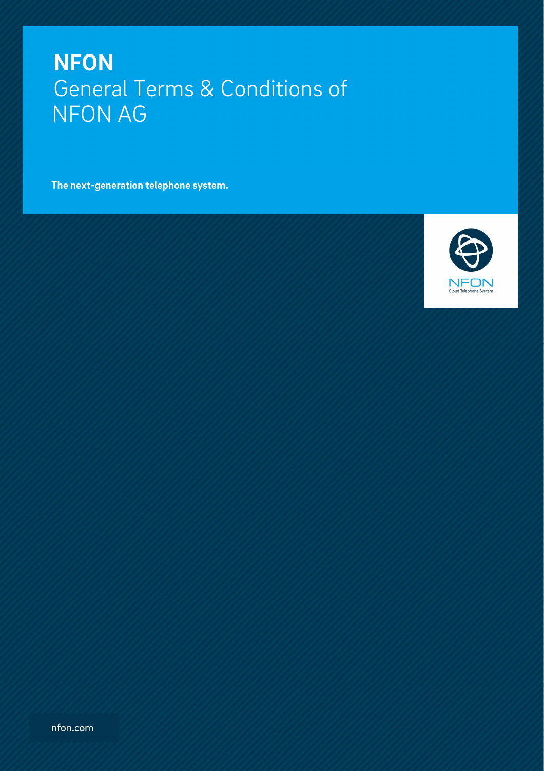# NFON

## General Terms & Conditions of NFON AG

**The next-generation telephone system.**

NFON
Cloud Telephone System

nfon.com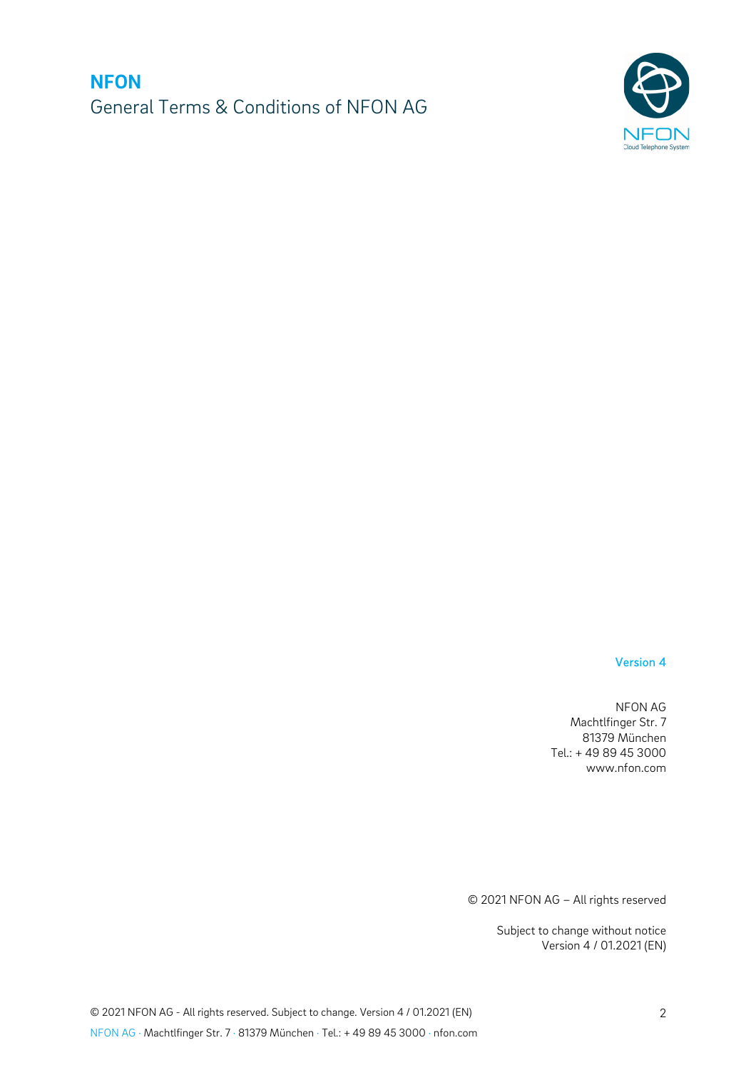# NFON

General Terms & Conditions of NFON AG

Version 4

NFON AG
Machtlfinger Str. 7
81379 München
Tel.: + 49 89 45 3000
www.nfon.com

© 2021 NFON AG – All rights reserved

Subject to change without notice
Version 4 / 01.2021 (EN)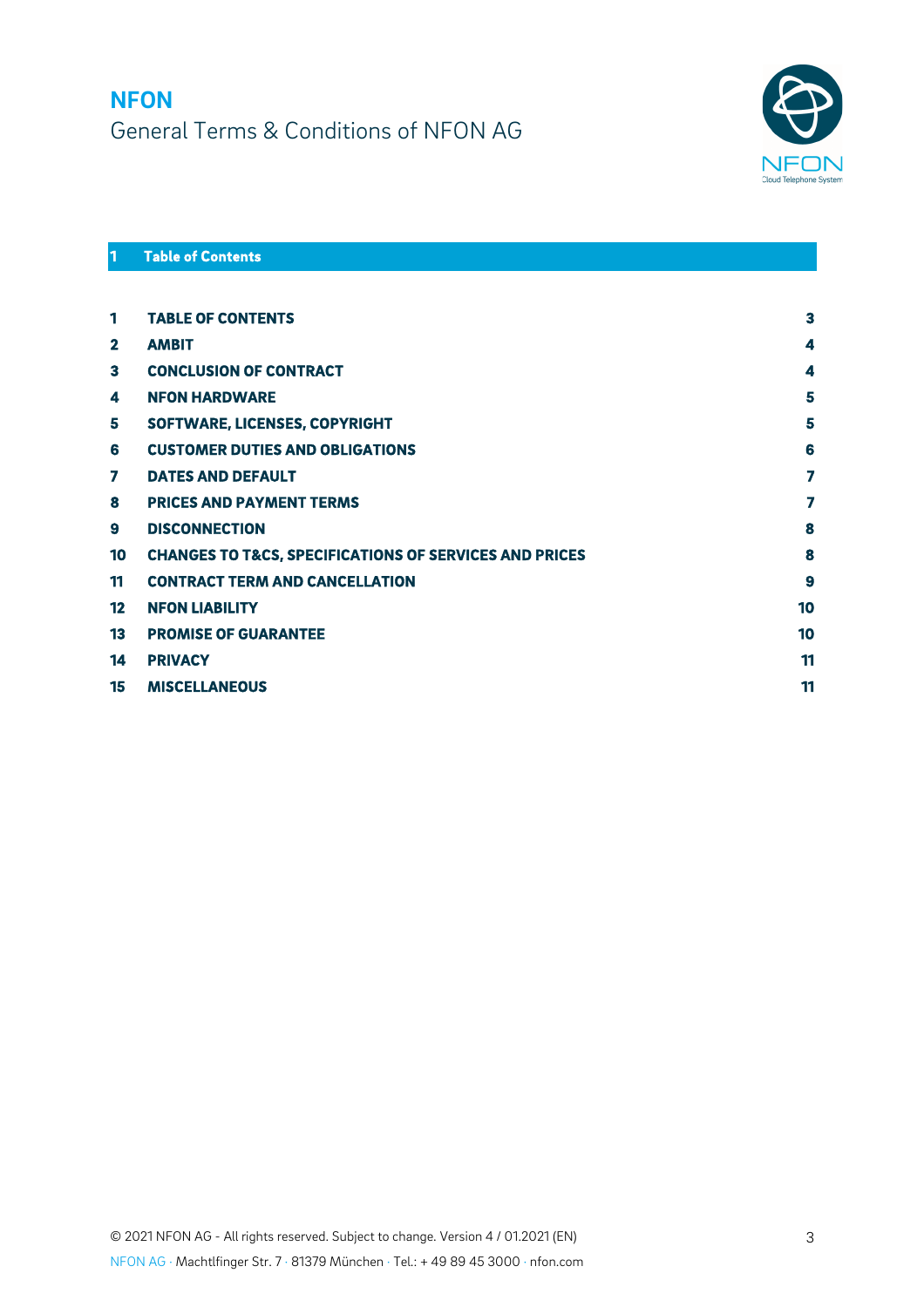# NFON

General Terms & Conditions of NFON AG

## 1 Table of Contents

| | | |
|---|---|---|
| 1 | TABLE OF CONTENTS | 3 |
| 2 | AMBIT | 4 |
| 3 | CONCLUSION OF CONTRACT | 4 |
| 4 | NFON HARDWARE | 5 |
| 5 | SOFTWARE, LICENSES, COPYRIGHT | 5 |
| 6 | CUSTOMER DUTIES AND OBLIGATIONS | 6 |
| 7 | DATES AND DEFAULT | 7 |
| 8 | PRICES AND PAYMENT TERMS | 7 |
| 9 | DISCONNECTION | 8 |
| 10 | CHANGES TO T&CS, SPECIFICATIONS OF SERVICES AND PRICES | 8 |
| 11 | CONTRACT TERM AND CANCELLATION | 9 |
| 12 | NFON LIABILITY | 10 |
| 13 | PROMISE OF GUARANTEE | 10 |
| 14 | PRIVACY | 11 |
| 15 | MISCELLANEOUS | 11 |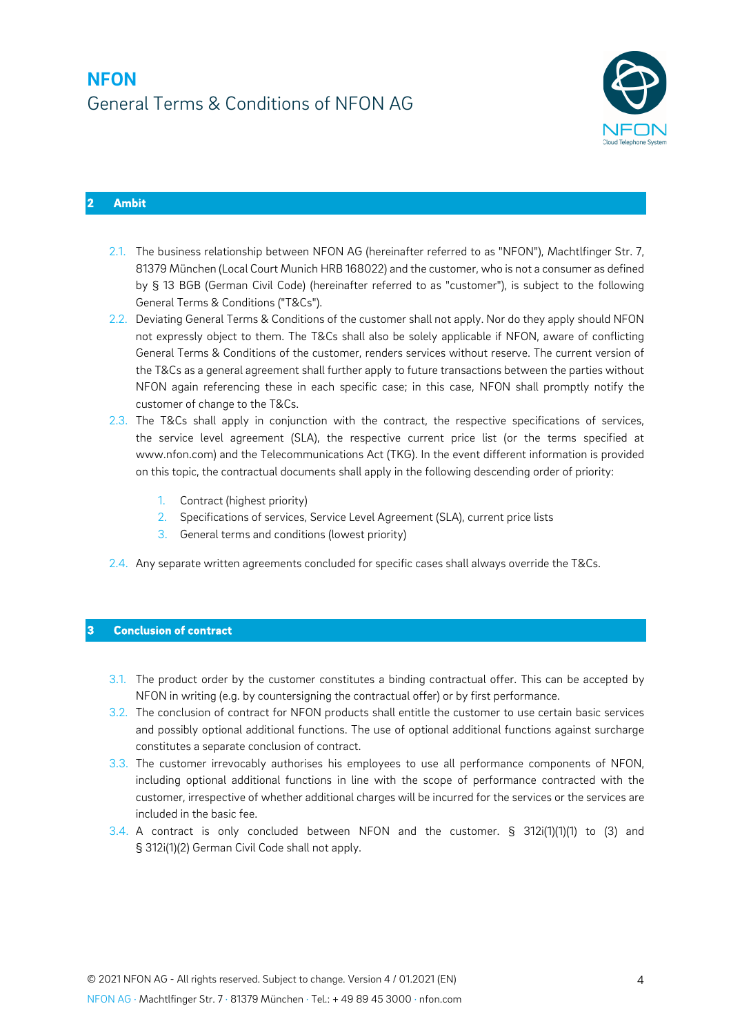## 2 Ambit

2.1. The business relationship between NFON AG (hereinafter referred to as "NFON"), Machtlfinger Str. 7, 81379 München (Local Court Munich HRB 168022) and the customer, who is not a consumer as defined by § 13 BGB (German Civil Code) (hereinafter referred to as "customer"), is subject to the following General Terms & Conditions ("T&Cs").

2.2. Deviating General Terms & Conditions of the customer shall not apply. Nor do they apply should NFON not expressly object to them. The T&Cs shall also be solely applicable if NFON, aware of conflicting General Terms & Conditions of the customer, renders services without reserve. The current version of the T&Cs as a general agreement shall further apply to future transactions between the parties without NFON again referencing these in each specific case; in this case, NFON shall promptly notify the customer of change to the T&Cs.

2.3. The T&Cs shall apply in conjunction with the contract, the respective specifications of services, the service level agreement (SLA), the respective current price list (or the terms specified at www.nfon.com) and the Telecommunications Act (TKG). In the event different information is provided on this topic, the contractual documents shall apply in the following descending order of priority:

1. Contract (highest priority)
2. Specifications of services, Service Level Agreement (SLA), current price lists
3. General terms and conditions (lowest priority)

2.4. Any separate written agreements concluded for specific cases shall always override the T&Cs.

## 3 Conclusion of contract

3.1. The product order by the customer constitutes a binding contractual offer. This can be accepted by NFON in writing (e.g. by countersigning the contractual offer) or by first performance.

3.2. The conclusion of contract for NFON products shall entitle the customer to use certain basic services and possibly optional additional functions. The use of optional additional functions against surcharge constitutes a separate conclusion of contract.

3.3. The customer irrevocably authorises his employees to use all performance components of NFON, including optional additional functions in line with the scope of performance contracted with the customer, irrespective of whether additional charges will be incurred for the services or the services are included in the basic fee.

3.4. A contract is only concluded between NFON and the customer. § 312i(1)(1) to (3) and § 312i(1)(2) German Civil Code shall not apply.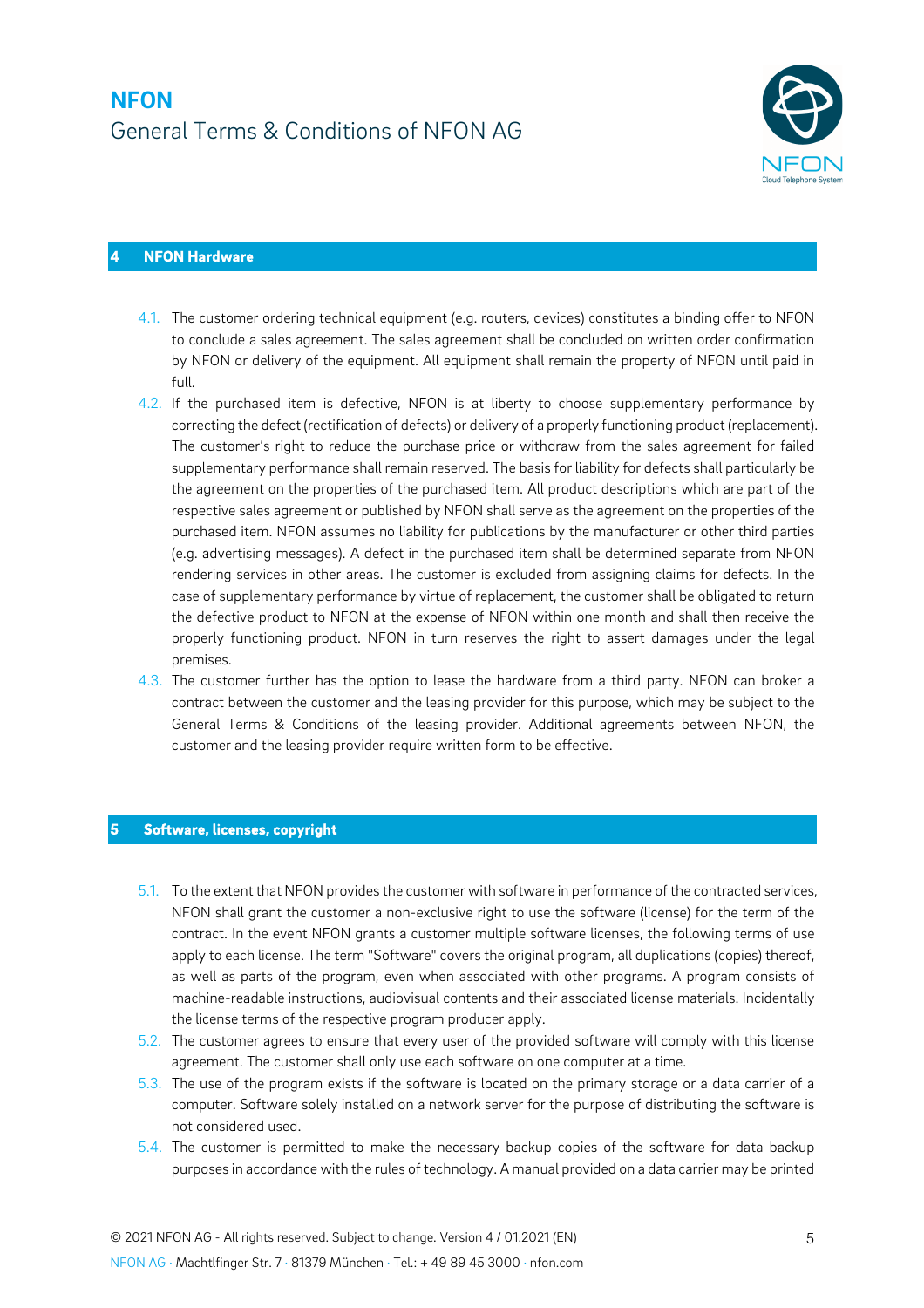## 4 NFON Hardware

4.1. The customer ordering technical equipment (e.g. routers, devices) constitutes a binding offer to NFON to conclude a sales agreement. The sales agreement shall be concluded on written order confirmation by NFON or delivery of the equipment. All equipment shall remain the property of NFON until paid in full.

4.2. If the purchased item is defective, NFON is at liberty to choose supplementary performance by correcting the defect (rectification of defects) or delivery of a properly functioning product (replacement). The customer's right to reduce the purchase price or withdraw from the sales agreement for failed supplementary performance shall remain reserved. The basis for liability for defects shall particularly be the agreement on the properties of the purchased item. All product descriptions which are part of the respective sales agreement or published by NFON shall serve as the agreement on the properties of the purchased item. NFON assumes no liability for publications by the manufacturer or other third parties (e.g. advertising messages). A defect in the purchased item shall be determined separate from NFON rendering services in other areas. The customer is excluded from assigning claims for defects. In the case of supplementary performance by virtue of replacement, the customer shall be obligated to return the defective product to NFON at the expense of NFON within one month and shall then receive the properly functioning product. NFON in turn reserves the right to assert damages under the legal premises.

4.3. The customer further has the option to lease the hardware from a third party. NFON can broker a contract between the customer and the leasing provider for this purpose, which may be subject to the General Terms & Conditions of the leasing provider. Additional agreements between NFON, the customer and the leasing provider require written form to be effective.

## 5 Software, licenses, copyright

5.1. To the extent that NFON provides the customer with software in performance of the contracted services, NFON shall grant the customer a non-exclusive right to use the software (license) for the term of the contract. In the event NFON grants a customer multiple software licenses, the following terms of use apply to each license. The term "Software" covers the original program, all duplications (copies) thereof, as well as parts of the program, even when associated with other programs. A program consists of machine-readable instructions, audiovisual contents and their associated license materials. Incidentally the license terms of the respective program producer apply.

5.2. The customer agrees to ensure that every user of the provided software will comply with this license agreement. The customer shall only use each software on one computer at a time.

5.3. The use of the program exists if the software is located on the primary storage or a data carrier of a computer. Software solely installed on a network server for the purpose of distributing the software is not considered used.

5.4. The customer is permitted to make the necessary backup copies of the software for data backup purposes in accordance with the rules of technology. A manual provided on a data carrier may be printed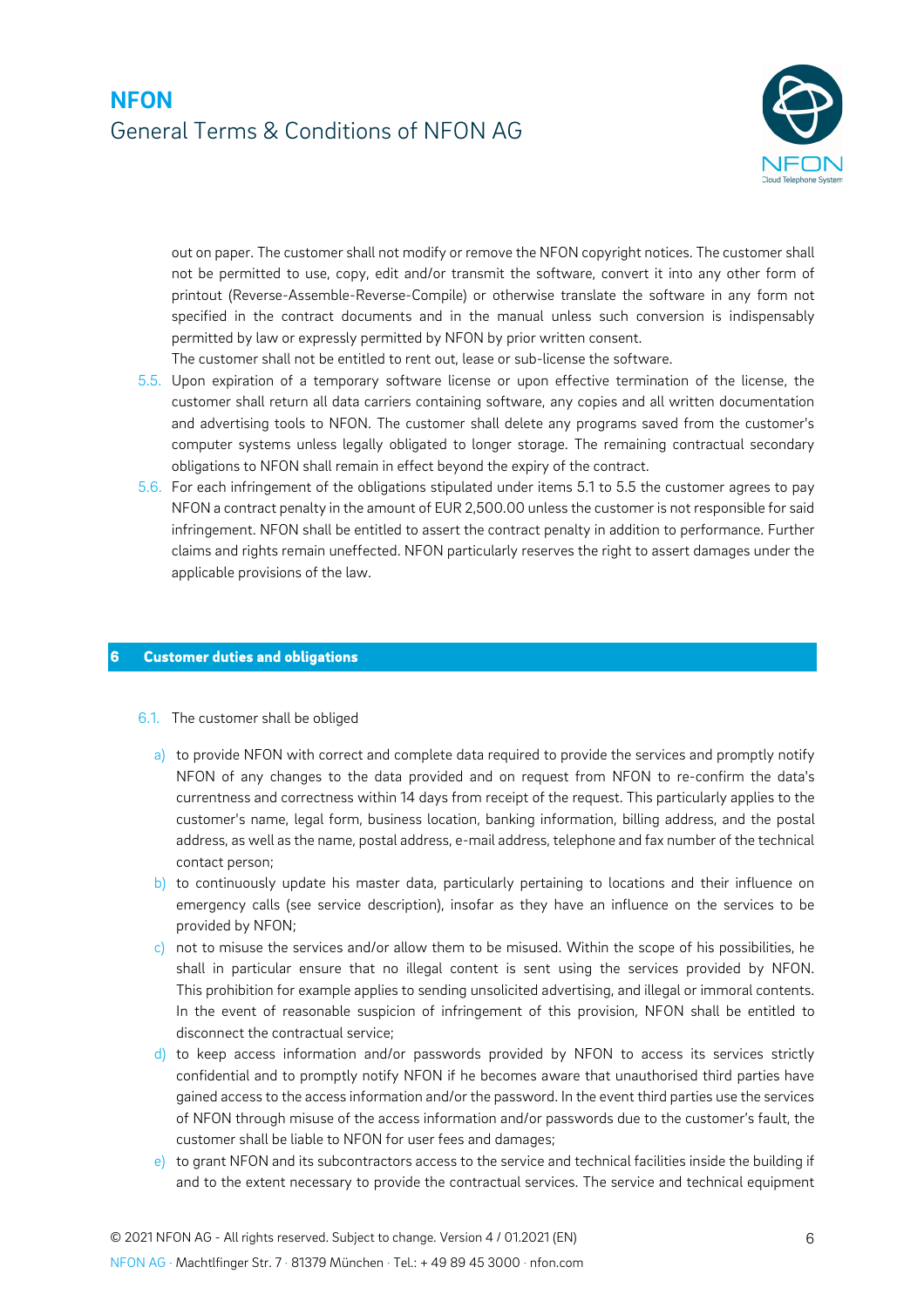out on paper. The customer shall not modify or remove the NFON copyright notices. The customer shall not be permitted to use, copy, edit and/or transmit the software, convert it into any other form of printout (Reverse-Assemble-Reverse-Compile) or otherwise translate the software in any form not specified in the contract documents and in the manual unless such conversion is indispensably permitted by law or expressly permitted by NFON by prior written consent.
The customer shall not be entitled to rent out, lease or sub-license the software.

5.5. Upon expiration of a temporary software license or upon effective termination of the license, the customer shall return all data carriers containing software, any copies and all written documentation and advertising tools to NFON. The customer shall delete any programs saved from the customer's computer systems unless legally obligated to longer storage. The remaining contractual secondary obligations to NFON shall remain in effect beyond the expiry of the contract.

5.6. For each infringement of the obligations stipulated under items 5.1 to 5.5 the customer agrees to pay NFON a contract penalty in the amount of EUR 2,500.00 unless the customer is not responsible for said infringement. NFON shall be entitled to assert the contract penalty in addition to performance. Further claims and rights remain uneffected. NFON particularly reserves the right to assert damages under the applicable provisions of the law.

## 6 Customer duties and obligations

6.1. The customer shall be obliged

a) to provide NFON with correct and complete data required to provide the services and promptly notify NFON of any changes to the data provided and on request from NFON to re-confirm the data's currentness and correctness within 14 days from receipt of the request. This particularly applies to the customer's name, legal form, business location, banking information, billing address, and the postal address, as well as the name, postal address, e-mail address, telephone and fax number of the technical contact person;

b) to continuously update his master data, particularly pertaining to locations and their influence on emergency calls (see service description), insofar as they have an influence on the services to be provided by NFON;

c) not to misuse the services and/or allow them to be misused. Within the scope of his possibilities, he shall in particular ensure that no illegal content is sent using the services provided by NFON. This prohibition for example applies to sending unsolicited advertising, and illegal or immoral contents. In the event of reasonable suspicion of infringement of this provision, NFON shall be entitled to disconnect the contractual service;

d) to keep access information and/or passwords provided by NFON to access its services strictly confidential and to promptly notify NFON if he becomes aware that unauthorised third parties have gained access to the access information and/or the password. In the event third parties use the services of NFON through misuse of the access information and/or passwords due to the customer's fault, the customer shall be liable to NFON for user fees and damages;

e) to grant NFON and its subcontractors access to the service and technical facilities inside the building if and to the extent necessary to provide the contractual services. The service and technical equipment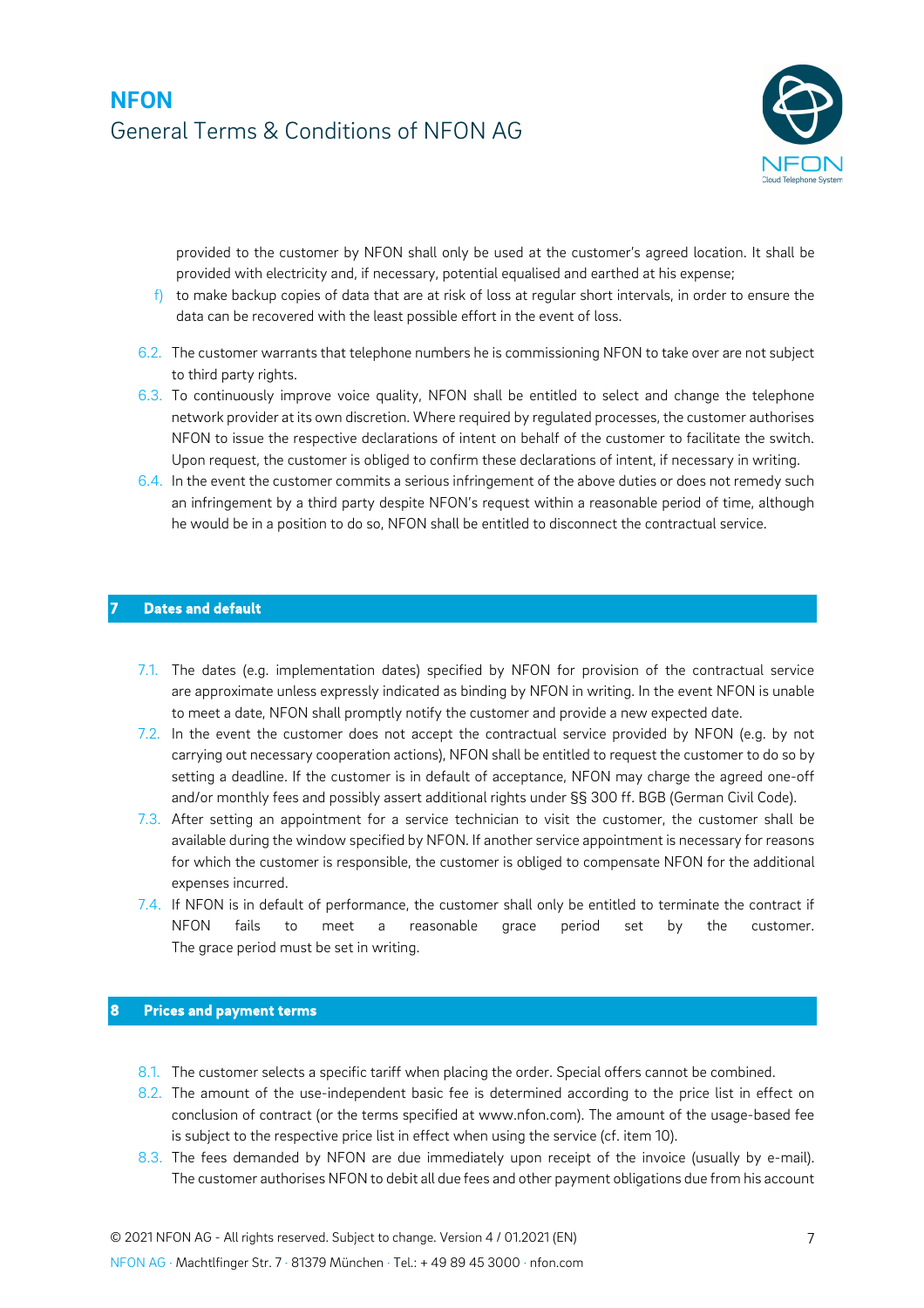provided to the customer by NFON shall only be used at the customer's agreed location. It shall be provided with electricity and, if necessary, potential equalised and earthed at his expense;

f) to make backup copies of data that are at risk of loss at regular short intervals, in order to ensure the data can be recovered with the least possible effort in the event of loss.

6.2. The customer warrants that telephone numbers he is commissioning NFON to take over are not subject to third party rights.

6.3. To continuously improve voice quality, NFON shall be entitled to select and change the telephone network provider at its own discretion. Where required by regulated processes, the customer authorises NFON to issue the respective declarations of intent on behalf of the customer to facilitate the switch. Upon request, the customer is obliged to confirm these declarations of intent, if necessary in writing.

6.4. In the event the customer commits a serious infringement of the above duties or does not remedy such an infringement by a third party despite NFON's request within a reasonable period of time, although he would be in a position to do so, NFON shall be entitled to disconnect the contractual service.

## 7 Dates and default

7.1. The dates (e.g. implementation dates) specified by NFON for provision of the contractual service are approximate unless expressly indicated as binding by NFON in writing. In the event NFON is unable to meet a date, NFON shall promptly notify the customer and provide a new expected date.

7.2. In the event the customer does not accept the contractual service provided by NFON (e.g. by not carrying out necessary cooperation actions), NFON shall be entitled to request the customer to do so by setting a deadline. If the customer is in default of acceptance, NFON may charge the agreed one-off and/or monthly fees and possibly assert additional rights under §§ 300 ff. BGB (German Civil Code).

7.3. After setting an appointment for a service technician to visit the customer, the customer shall be available during the window specified by NFON. If another service appointment is necessary for reasons for which the customer is responsible, the customer is obliged to compensate NFON for the additional expenses incurred.

7.4. If NFON is in default of performance, the customer shall only be entitled to terminate the contract if NFON fails to meet a reasonable grace period set by the customer. The grace period must be set in writing.

## 8 Prices and payment terms

8.1. The customer selects a specific tariff when placing the order. Special offers cannot be combined.

8.2. The amount of the use-independent basic fee is determined according to the price list in effect on conclusion of contract (or the terms specified at www.nfon.com). The amount of the usage-based fee is subject to the respective price list in effect when using the service (cf. item 10).

8.3. The fees demanded by NFON are due immediately upon receipt of the invoice (usually by e-mail). The customer authorises NFON to debit all due fees and other payment obligations due from his account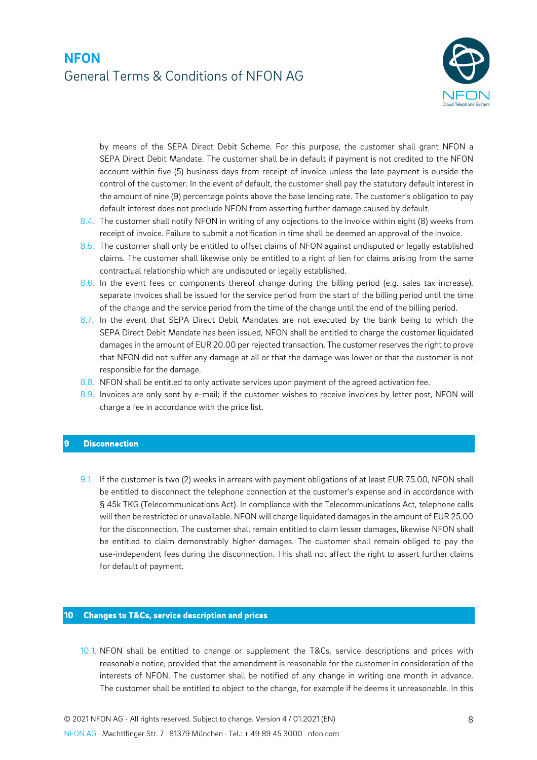by means of the SEPA Direct Debit Scheme. For this purpose, the customer shall grant NFON a SEPA Direct Debit Mandate. The customer shall be in default if payment is not credited to the NFON account within five (5) business days from receipt of invoice unless the late payment is outside the control of the customer. In the event of default, the customer shall pay the statutory default interest in the amount of nine (9) percentage points above the base lending rate. The customer's obligation to pay default interest does not preclude NFON from asserting further damage caused by default.

8.4. The customer shall notify NFON in writing of any objections to the invoice within eight (8) weeks from receipt of invoice. Failure to submit a notification in time shall be deemed an approval of the invoice.

8.5. The customer shall only be entitled to offset claims of NFON against undisputed or legally established claims. The customer shall likewise only be entitled to a right of lien for claims arising from the same contractual relationship which are undisputed or legally established.

8.6. In the event fees or components thereof change during the billing period (e.g. sales tax increase), separate invoices shall be issued for the service period from the start of the billing period until the time of the change and the service period from the time of the change until the end of the billing period.

8.7. In the event that SEPA Direct Debit Mandates are not executed by the bank being to which the SEPA Direct Debit Mandate has been issued, NFON shall be entitled to charge the customer liquidated damages in the amount of EUR 20.00 per rejected transaction. The customer reserves the right to prove that NFON did not suffer any damage at all or that the damage was lower or that the customer is not responsible for the damage.

8.8. NFON shall be entitled to only activate services upon payment of the agreed activation fee.

8.9. Invoices are only sent by e-mail; if the customer wishes to receive invoices by letter post, NFON will charge a fee in accordance with the price list.

## 9 Disconnection

9.1. If the customer is two (2) weeks in arrears with payment obligations of at least EUR 75.00, NFON shall be entitled to disconnect the telephone connection at the customer's expense and in accordance with § 45k TKG (Telecommunications Act). In compliance with the Telecommunications Act, telephone calls will then be restricted or unavailable. NFON will charge liquidated damages in the amount of EUR 25.00 for the disconnection. The customer shall remain entitled to claim lesser damages, likewise NFON shall be entitled to claim demonstrably higher damages. The customer shall remain obliged to pay the use-independent fees during the disconnection. This shall not affect the right to assert further claims for default of payment.

## 10 Changes to T&Cs, service description and prices

10.1. NFON shall be entitled to change or supplement the T&Cs, service descriptions and prices with reasonable notice, provided that the amendment is reasonable for the customer in consideration of the interests of NFON. The customer shall be notified of any change in writing one month in advance. The customer shall be entitled to object to the change, for example if he deems it unreasonable. In this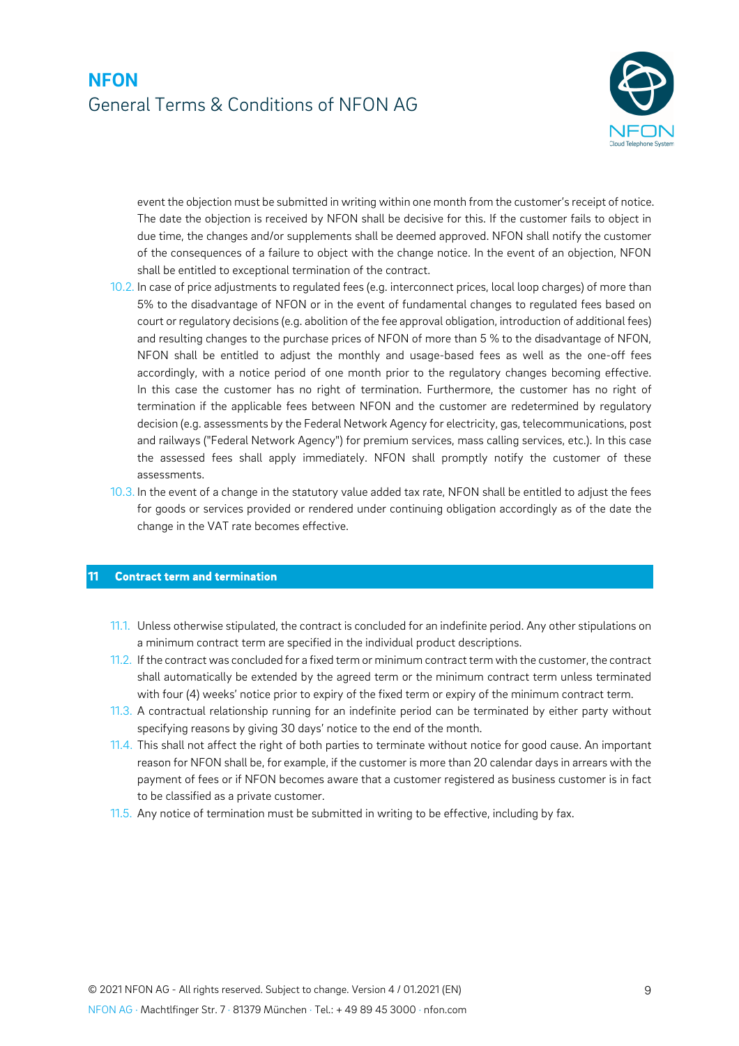event the objection must be submitted in writing within one month from the customer's receipt of notice. The date the objection is received by NFON shall be decisive for this. If the customer fails to object in due time, the changes and/or supplements shall be deemed approved. NFON shall notify the customer of the consequences of a failure to object with the change notice. In the event of an objection, NFON shall be entitled to exceptional termination of the contract.

10.2. In case of price adjustments to regulated fees (e.g. interconnect prices, local loop charges) of more than 5% to the disadvantage of NFON or in the event of fundamental changes to regulated fees based on court or regulatory decisions (e.g. abolition of the fee approval obligation, introduction of additional fees) and resulting changes to the purchase prices of NFON of more than 5 % to the disadvantage of NFON, NFON shall be entitled to adjust the monthly and usage-based fees as well as the one-off fees accordingly, with a notice period of one month prior to the regulatory changes becoming effective. In this case the customer has no right of termination. Furthermore, the customer has no right of termination if the applicable fees between NFON and the customer are redetermined by regulatory decision (e.g. assessments by the Federal Network Agency for electricity, gas, telecommunications, post and railways ("Federal Network Agency") for premium services, mass calling services, etc.). In this case the assessed fees shall apply immediately. NFON shall promptly notify the customer of these assessments.

10.3. In the event of a change in the statutory value added tax rate, NFON shall be entitled to adjust the fees for goods or services provided or rendered under continuing obligation accordingly as of the date the change in the VAT rate becomes effective.

## 11 Contract term and termination

11.1. Unless otherwise stipulated, the contract is concluded for an indefinite period. Any other stipulations on a minimum contract term are specified in the individual product descriptions.

11.2. If the contract was concluded for a fixed term or minimum contract term with the customer, the contract shall automatically be extended by the agreed term or the minimum contract term unless terminated with four (4) weeks' notice prior to expiry of the fixed term or expiry of the minimum contract term.

11.3. A contractual relationship running for an indefinite period can be terminated by either party without specifying reasons by giving 30 days' notice to the end of the month.

11.4. This shall not affect the right of both parties to terminate without notice for good cause. An important reason for NFON shall be, for example, if the customer is more than 20 calendar days in arrears with the payment of fees or if NFON becomes aware that a customer registered as business customer is in fact to be classified as a private customer.

11.5. Any notice of termination must be submitted in writing to be effective, including by fax.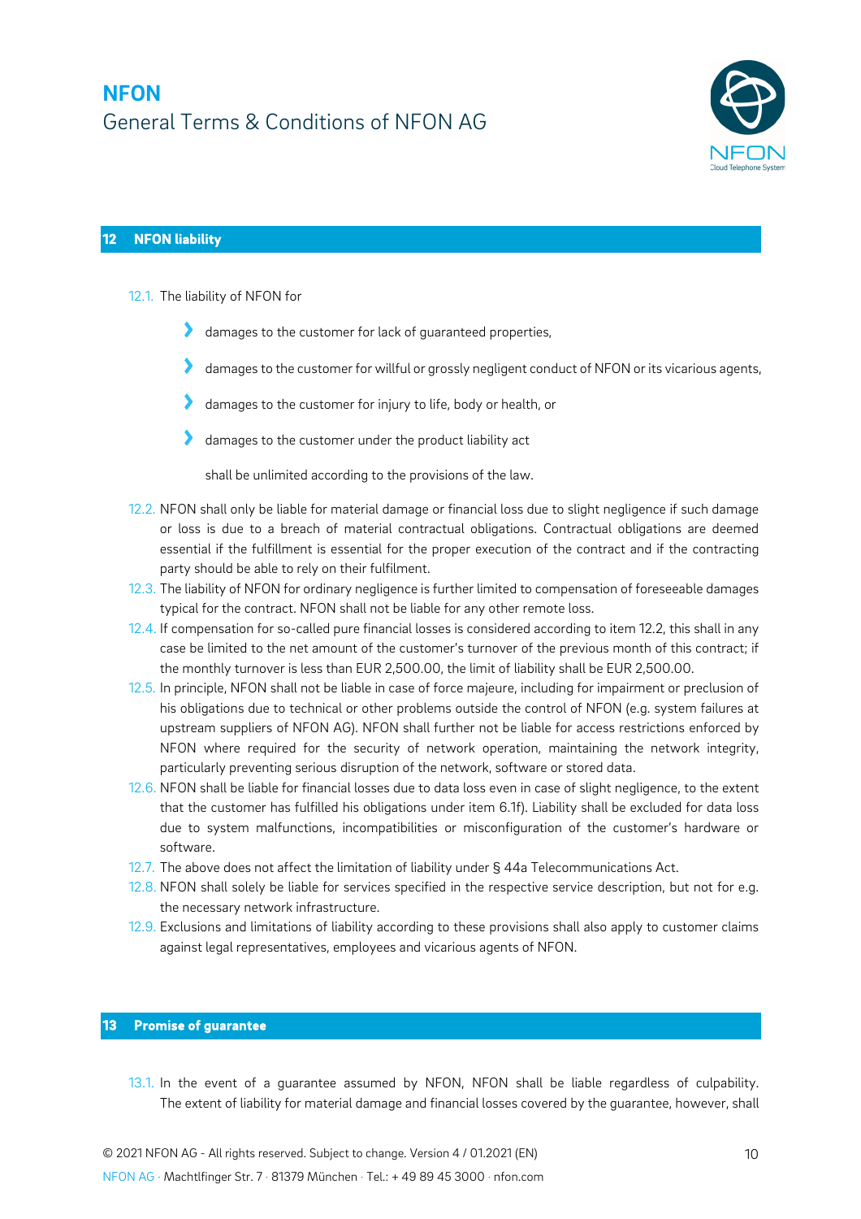## 12 NFON liability

12.1. The liability of NFON for

- damages to the customer for lack of guaranteed properties,
- damages to the customer for willful or grossly negligent conduct of NFON or its vicarious agents,
- damages to the customer for injury to life, body or health, or
- damages to the customer under the product liability act

shall be unlimited according to the provisions of the law.

12.2. NFON shall only be liable for material damage or financial loss due to slight negligence if such damage or loss is due to a breach of material contractual obligations. Contractual obligations are deemed essential if the fulfillment is essential for the proper execution of the contract and if the contracting party should be able to rely on their fulfilment.

12.3. The liability of NFON for ordinary negligence is further limited to compensation of foreseeable damages typical for the contract. NFON shall not be liable for any other remote loss.

12.4. If compensation for so-called pure financial losses is considered according to item 12.2, this shall in any case be limited to the net amount of the customer's turnover of the previous month of this contract; if the monthly turnover is less than EUR 2,500.00, the limit of liability shall be EUR 2,500.00.

12.5. In principle, NFON shall not be liable in case of force majeure, including for impairment or preclusion of his obligations due to technical or other problems outside the control of NFON (e.g. system failures at upstream suppliers of NFON AG). NFON shall further not be liable for access restrictions enforced by NFON where required for the security of network operation, maintaining the network integrity, particularly preventing serious disruption of the network, software or stored data.

12.6. NFON shall be liable for financial losses due to data loss even in case of slight negligence, to the extent that the customer has fulfilled his obligations under item 6.1f). Liability shall be excluded for data loss due to system malfunctions, incompatibilities or misconfiguration of the customer's hardware or software.

12.7. The above does not affect the limitation of liability under § 44a Telecommunications Act.

12.8. NFON shall solely be liable for services specified in the respective service description, but not for e.g. the necessary network infrastructure.

12.9. Exclusions and limitations of liability according to these provisions shall also apply to customer claims against legal representatives, employees and vicarious agents of NFON.

## 13 Promise of guarantee

13.1. In the event of a guarantee assumed by NFON, NFON shall be liable regardless of culpability. The extent of liability for material damage and financial losses covered by the guarantee, however, shall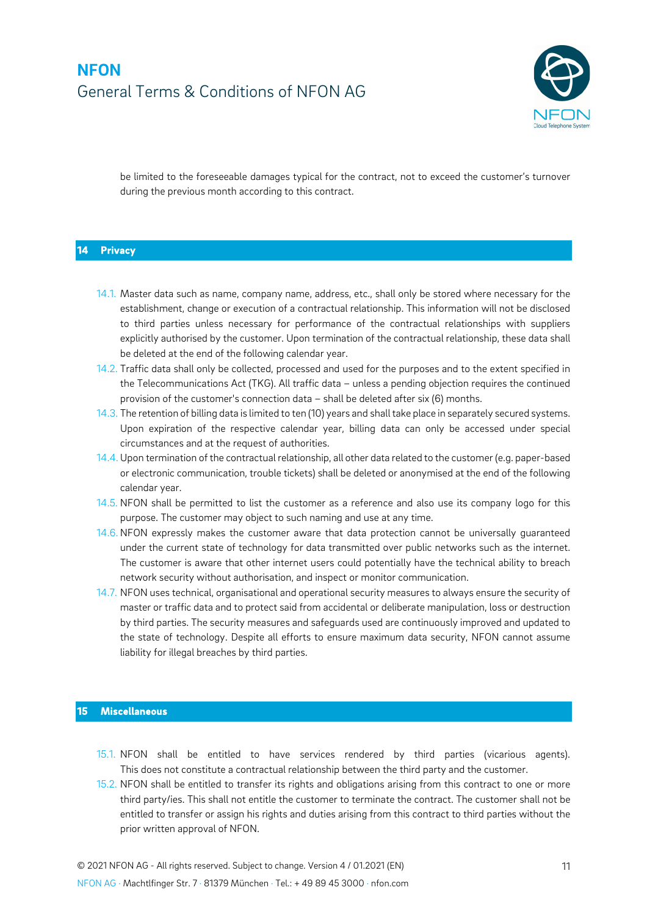be limited to the foreseeable damages typical for the contract, not to exceed the customer's turnover during the previous month according to this contract.

## 14 Privacy

14.1. Master data such as name, company name, address, etc., shall only be stored where necessary for the establishment, change or execution of a contractual relationship. This information will not be disclosed to third parties unless necessary for performance of the contractual relationships with suppliers explicitly authorised by the customer. Upon termination of the contractual relationship, these data shall be deleted at the end of the following calendar year.

14.2. Traffic data shall only be collected, processed and used for the purposes and to the extent specified in the Telecommunications Act (TKG). All traffic data – unless a pending objection requires the continued provision of the customer's connection data – shall be deleted after six (6) months.

14.3. The retention of billing data is limited to ten (10) years and shall take place in separately secured systems. Upon expiration of the respective calendar year, billing data can only be accessed under special circumstances and at the request of authorities.

14.4. Upon termination of the contractual relationship, all other data related to the customer (e.g. paper-based or electronic communication, trouble tickets) shall be deleted or anonymised at the end of the following calendar year.

14.5. NFON shall be permitted to list the customer as a reference and also use its company logo for this purpose. The customer may object to such naming and use at any time.

14.6. NFON expressly makes the customer aware that data protection cannot be universally guaranteed under the current state of technology for data transmitted over public networks such as the internet. The customer is aware that other internet users could potentially have the technical ability to breach network security without authorisation, and inspect or monitor communication.

14.7. NFON uses technical, organisational and operational security measures to always ensure the security of master or traffic data and to protect said from accidental or deliberate manipulation, loss or destruction by third parties. The security measures and safeguards used are continuously improved and updated to the state of technology. Despite all efforts to ensure maximum data security, NFON cannot assume liability for illegal breaches by third parties.

## 15 Miscellaneous

15.1. NFON shall be entitled to have services rendered by third parties (vicarious agents). This does not constitute a contractual relationship between the third party and the customer.

15.2. NFON shall be entitled to transfer its rights and obligations arising from this contract to one or more third party/ies. This shall not entitle the customer to terminate the contract. The customer shall not be entitled to transfer or assign his rights and duties arising from this contract to third parties without the prior written approval of NFON.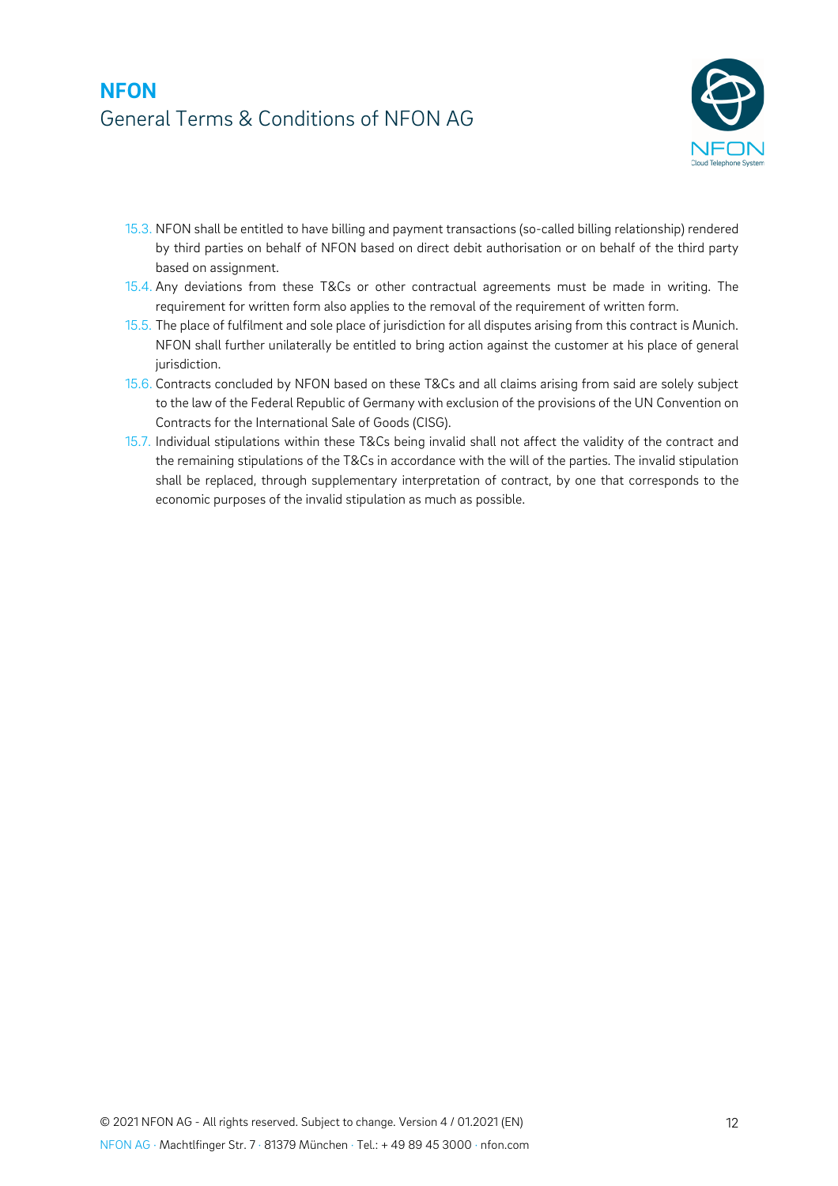15.3. NFON shall be entitled to have billing and payment transactions (so-called billing relationship) rendered by third parties on behalf of NFON based on direct debit authorisation or on behalf of the third party based on assignment.

15.4. Any deviations from these T&Cs or other contractual agreements must be made in writing. The requirement for written form also applies to the removal of the requirement of written form.

15.5. The place of fulfilment and sole place of jurisdiction for all disputes arising from this contract is Munich. NFON shall further unilaterally be entitled to bring action against the customer at his place of general jurisdiction.

15.6. Contracts concluded by NFON based on these T&Cs and all claims arising from said are solely subject to the law of the Federal Republic of Germany with exclusion of the provisions of the UN Convention on Contracts for the International Sale of Goods (CISG).

15.7. Individual stipulations within these T&Cs being invalid shall not affect the validity of the contract and the remaining stipulations of the T&Cs in accordance with the will of the parties. The invalid stipulation shall be replaced, through supplementary interpretation of contract, by one that corresponds to the economic purposes of the invalid stipulation as much as possible.